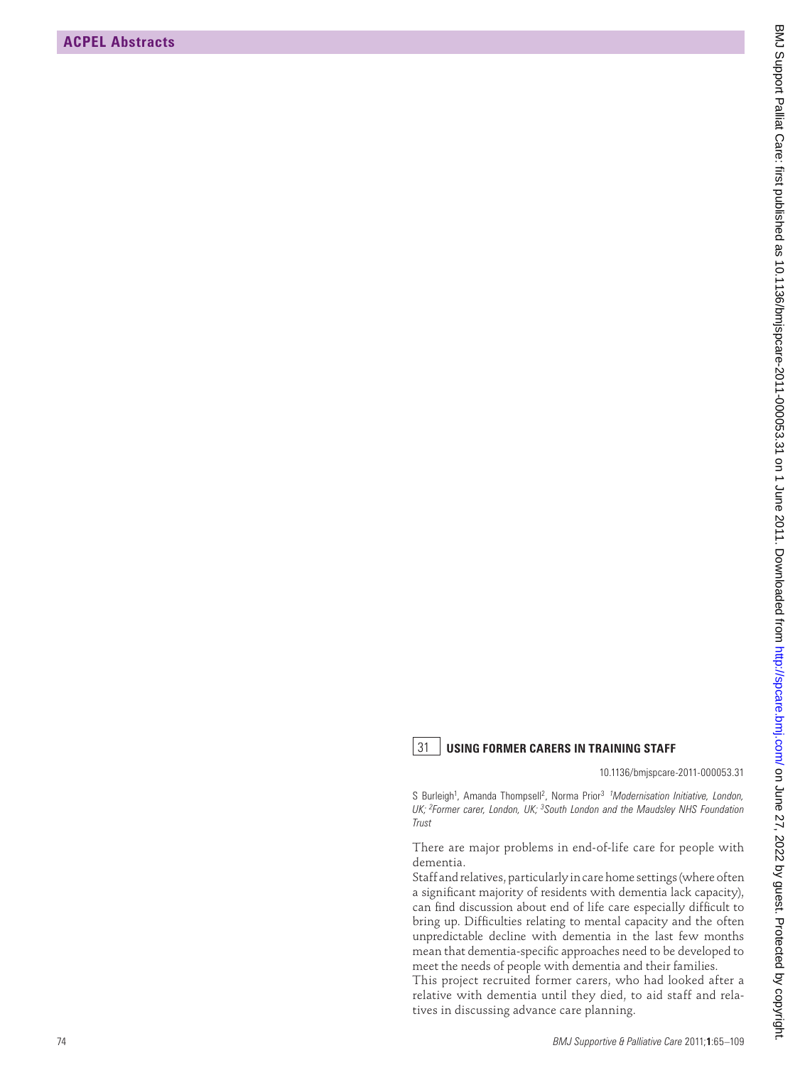## 31 USING FORMER CARERS IN TRAINING STAFF

10.1136/bmjspcare-2011-000053.31

S Burleigh[1], Amanda Thompsell[2], Norma Prior[3] *[1]Modernisation Initiative, London, UK; [2]Former carer, London, UK; [3]South London and the Maudsley NHS Foundation Trust*

There are major problems in end-of-life care for people with dementia.

Staff and relatives, particularly in care home settings (where often a significant majority of residents with dementia lack capacity), can find discussion about end of life care especially difficult to bring up. Difficulties relating to mental capacity and the often unpredictable decline with dementia in the last few months mean that dementia-specific approaches need to be developed to meet the needs of people with dementia and their families.

This project recruited former carers, who had looked after a relative with dementia until they died, to aid staff and relatives in discussing advance care planning.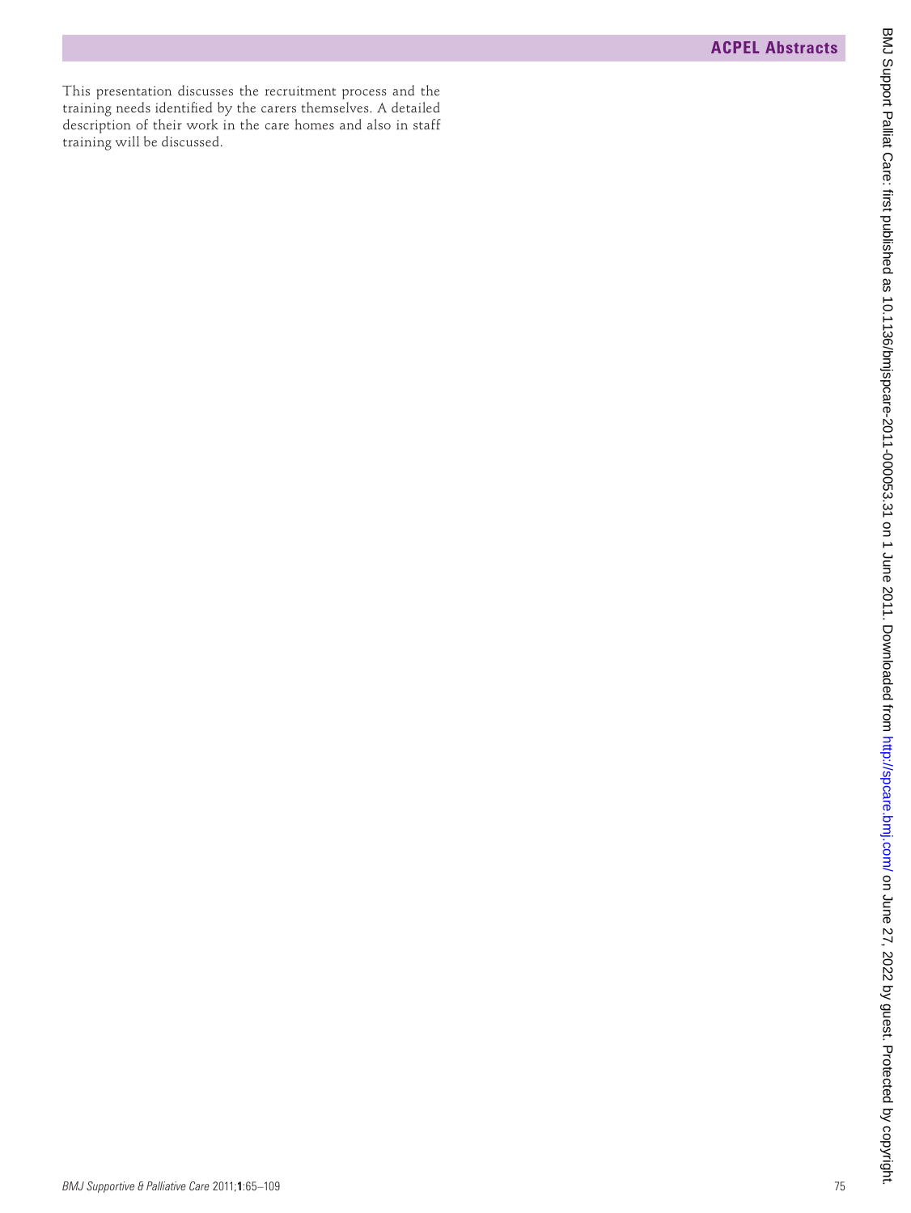This presentation discusses the recruitment process and the training needs identified by the carers themselves. A detailed description of their work in the care homes and also in staff training will be discussed.